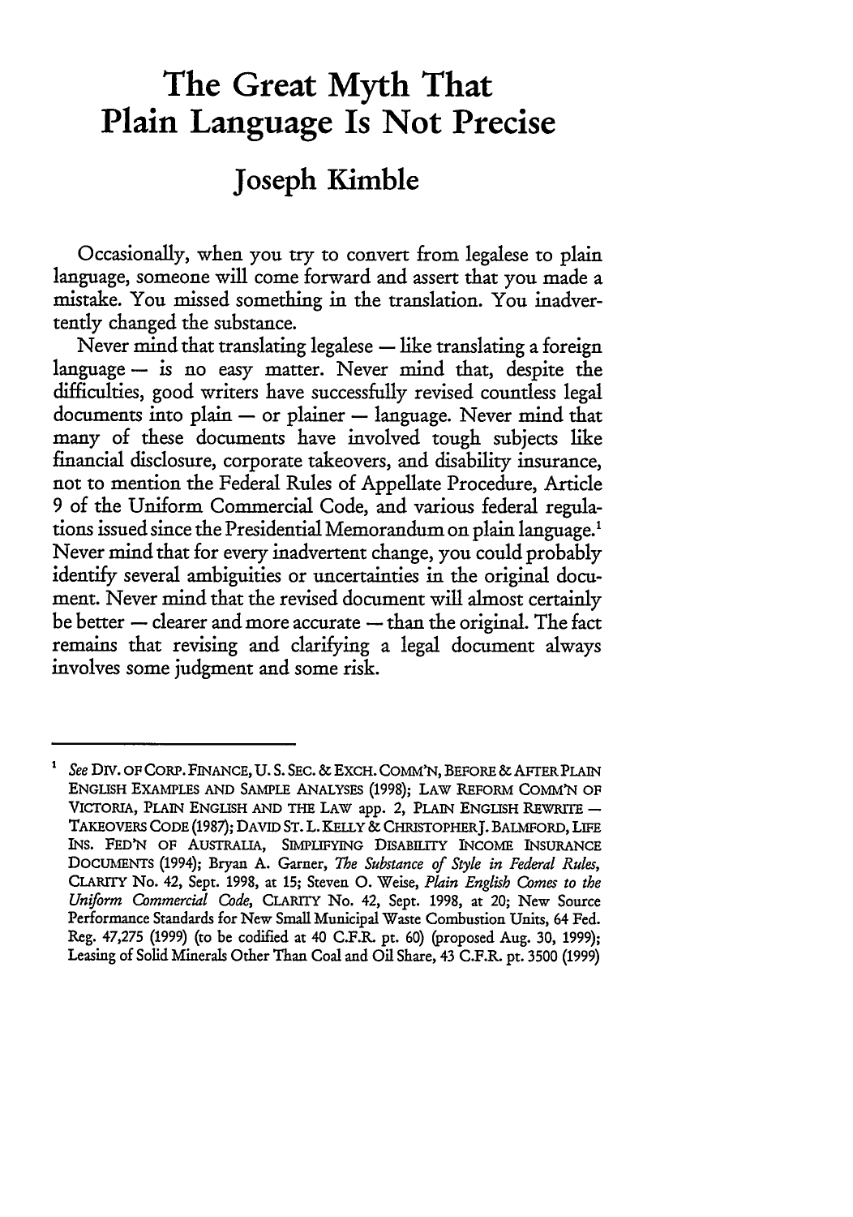# The Great Myth That Plain Language Is Not Precise

## Joseph Kimble

Occasionally, when you try to convert from legalese to plain language, someone will come forward and assert that you made a mistake. You missed something in the translation. You inadvertently changed the substance.

Never mind that translating legalese — like translating a foreign language — is no easy matter. Never mind that, despite the difficulties, good writers have successfully revised countless legal documents into plain — or plainer — language. Never mind that many of these documents have involved tough subjects like financial disclosure, corporate takeovers, and disability insurance, not to mention the Federal Rules of Appellate Procedure, Article 9 of the Uniform Commercial Code, and various federal regulations issued since the Presidential Memorandum on plain language.[1] Never mind that for every inadvertent change, you could probably identify several ambiguities or uncertainties in the original document. Never mind that the revised document will almost certainly be better — clearer and more accurate — than the original. The fact remains that revising and clarifying a legal document always involves some judgment and some risk.

---

[1] *See* DIV. OF CORP. FINANCE, U. S. SEC. & EXCH. COMM'N, BEFORE & AFTER PLAIN ENGLISH EXAMPLES AND SAMPLE ANALYSES (1998); LAW REFORM COMM'N OF VICTORIA, PLAIN ENGLISH AND THE LAW app. 2, PLAIN ENGLISH REWRITE — TAKEOVERS CODE (1987); DAVID ST. L. KELLY & CHRISTOPHER J. BALMFORD, LIFE INS. FED'N OF AUSTRALIA, SIMPLIFYING DISABILITY INCOME INSURANCE DOCUMENTS (1994); Bryan A. Garner, *The Substance of Style in Federal Rules*, CLARITY No. 42, Sept. 1998, at 15; Steven O. Weise, *Plain English Comes to the Uniform Commercial Code*, CLARITY No. 42, Sept. 1998, at 20; New Source Performance Standards for New Small Municipal Waste Combustion Units, 64 Fed. Reg. 47,275 (1999) (to be codified at 40 C.F.R. pt. 60) (proposed Aug. 30, 1999); Leasing of Solid Minerals Other Than Coal and Oil Share, 43 C.F.R. pt. 3500 (1999)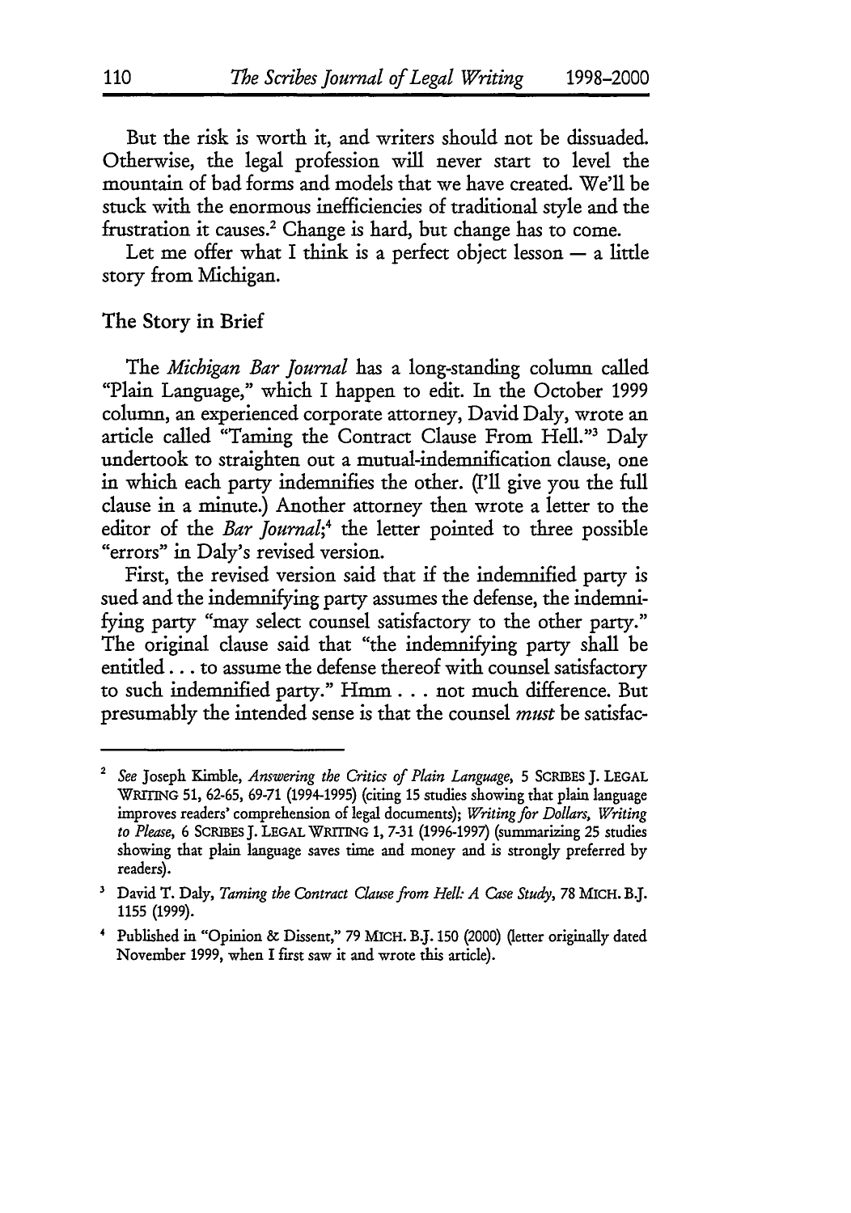But the risk is worth it, and writers should not be dissuaded. Otherwise, the legal profession will never start to level the mountain of bad forms and models that we have created. We'll be stuck with the enormous inefficiencies of traditional style and the frustration it causes.[2] Change is hard, but change has to come.

Let me offer what I think is a perfect object lesson — a little story from Michigan.

## The Story in Brief

The *Michigan Bar Journal* has a long-standing column called "Plain Language," which I happen to edit. In the October 1999 column, an experienced corporate attorney, David Daly, wrote an article called "Taming the Contract Clause From Hell."[3] Daly undertook to straighten out a mutual-indemnification clause, one in which each party indemnifies the other. (I'll give you the full clause in a minute.) Another attorney then wrote a letter to the editor of the *Bar Journal*;[4] the letter pointed to three possible "errors" in Daly's revised version.

First, the revised version said that if the indemnified party is sued and the indemnifying party assumes the defense, the indemnifying party "may select counsel satisfactory to the other party." The original clause said that "the indemnifying party shall be entitled . . . to assume the defense thereof with counsel satisfactory to such indemnified party." Hmm . . . not much difference. But presumably the intended sense is that the counsel *must* be satisfac-

---

[2] *See* Joseph Kimble, *Answering the Critics of Plain Language*, 5 SCRIBES J. LEGAL WRITING 51, 62-65, 69-71 (1994-1995) (citing 15 studies showing that plain language improves readers' comprehension of legal documents); *Writing for Dollars, Writing to Please*, 6 SCRIBES J. LEGAL WRITING 1, 7-31 (1996-1997) (summarizing 25 studies showing that plain language saves time and money and is strongly preferred by readers).

[3] David T. Daly, *Taming the Contract Clause from Hell: A Case Study*, 78 MICH. B.J. 1155 (1999).

[4] Published in "Opinion & Dissent," 79 MICH. B.J. 150 (2000) (letter originally dated November 1999, when I first saw it and wrote this article).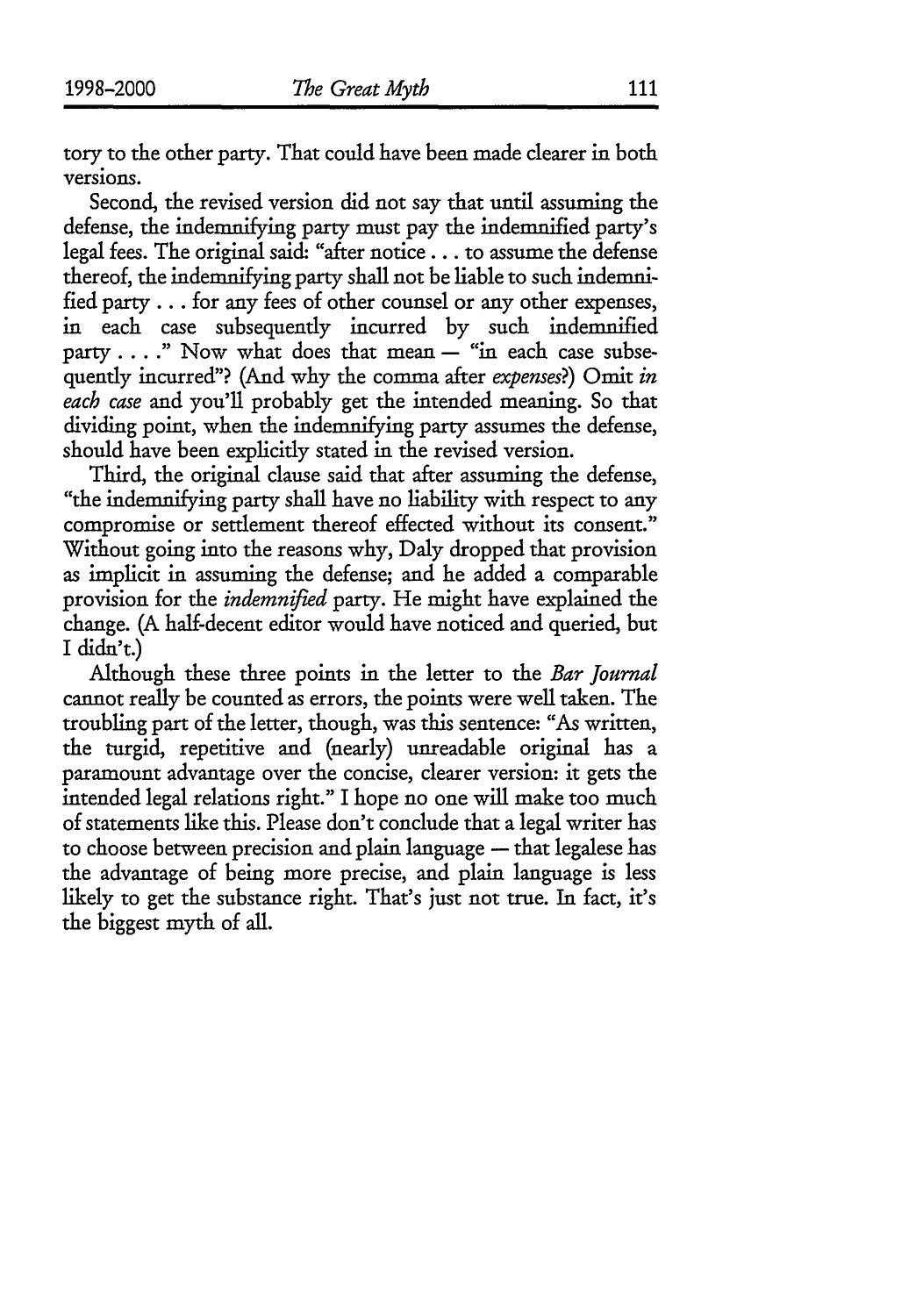tory to the other party. That could have been made clearer in both versions.

Second, the revised version did not say that until assuming the defense, the indemnifying party must pay the indemnified party's legal fees. The original said: "after notice . . . to assume the defense thereof, the indemnifying party shall not be liable to such indemnified party . . . for any fees of other counsel or any other expenses, in each case subsequently incurred by such indemnified party . . . ." Now what does that mean — "in each case subsequently incurred"? (And why the comma after *expenses*?) Omit *in each case* and you'll probably get the intended meaning. So that dividing point, when the indemnifying party assumes the defense, should have been explicitly stated in the revised version.

Third, the original clause said that after assuming the defense, "the indemnifying party shall have no liability with respect to any compromise or settlement thereof effected without its consent." Without going into the reasons why, Daly dropped that provision as implicit in assuming the defense; and he added a comparable provision for the *indemnified* party. He might have explained the change. (A half-decent editor would have noticed and queried, but I didn't.)

Although these three points in the letter to the *Bar Journal* cannot really be counted as errors, the points were well taken. The troubling part of the letter, though, was this sentence: "As written, the turgid, repetitive and (nearly) unreadable original has a paramount advantage over the concise, clearer version: it gets the intended legal relations right." I hope no one will make too much of statements like this. Please don't conclude that a legal writer has to choose between precision and plain language — that legalese has the advantage of being more precise, and plain language is less likely to get the substance right. That's just not true. In fact, it's the biggest myth of all.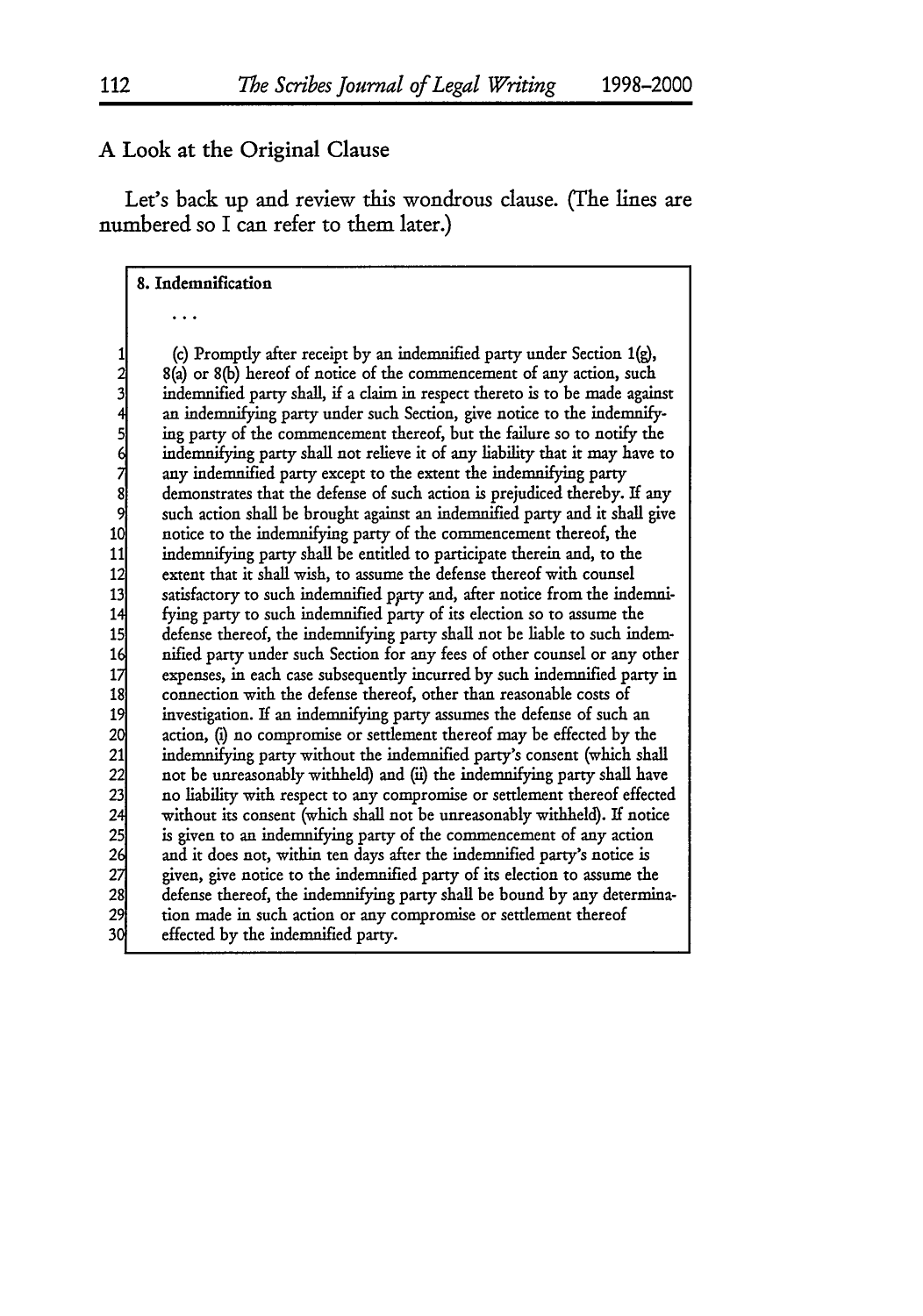## A Look at the Original Clause

Let's back up and review this wondrous clause. (The lines are numbered so I can refer to them later.)

> **8. Indemnification**
>
> . . .
>
> 1 (c) Promptly after receipt by an indemnified party under Section 1(g),
> 2 8(a) or 8(b) hereof of notice of the commencement of any action, such
> 3 indemnified party shall, if a claim in respect thereto is to be made against
> 4 an indemnifying party under such Section, give notice to the indemnify-
> 5 ing party of the commencement thereof, but the failure so to notify the
> 6 indemnifying party shall not relieve it of any liability that it may have to
> 7 any indemnified party except to the extent the indemnifying party
> 8 demonstrates that the defense of such action is prejudiced thereby. If any
> 9 such action shall be brought against an indemnified party and it shall give
> 10 notice to the indemnifying party of the commencement thereof, the
> 11 indemnifying party shall be entitled to participate therein and, to the
> 12 extent that it shall wish, to assume the defense thereof with counsel
> 13 satisfactory to such indemnified party and, after notice from the indemni-
> 14 fying party to such indemnified party of its election so to assume the
> 15 defense thereof, the indemnifying party shall not be liable to such indem-
> 16 nified party under such Section for any fees of other counsel or any other
> 17 expenses, in each case subsequently incurred by such indemnified party in
> 18 connection with the defense thereof, other than reasonable costs of
> 19 investigation. If an indemnifying party assumes the defense of such an
> 20 action, (i) no compromise or settlement thereof may be effected by the
> 21 indemnifying party without the indemnified party's consent (which shall
> 22 not be unreasonably withheld) and (ii) the indemnifying party shall have
> 23 no liability with respect to any compromise or settlement thereof effected
> 24 without its consent (which shall not be unreasonably withheld). If notice
> 25 is given to an indemnifying party of the commencement of any action
> 26 and it does not, within ten days after the indemnified party's notice is
> 27 given, give notice to the indemnified party of its election to assume the
> 28 defense thereof, the indemnifying party shall be bound by any determina-
> 29 tion made in such action or any compromise or settlement thereof
> 30 effected by the indemnified party.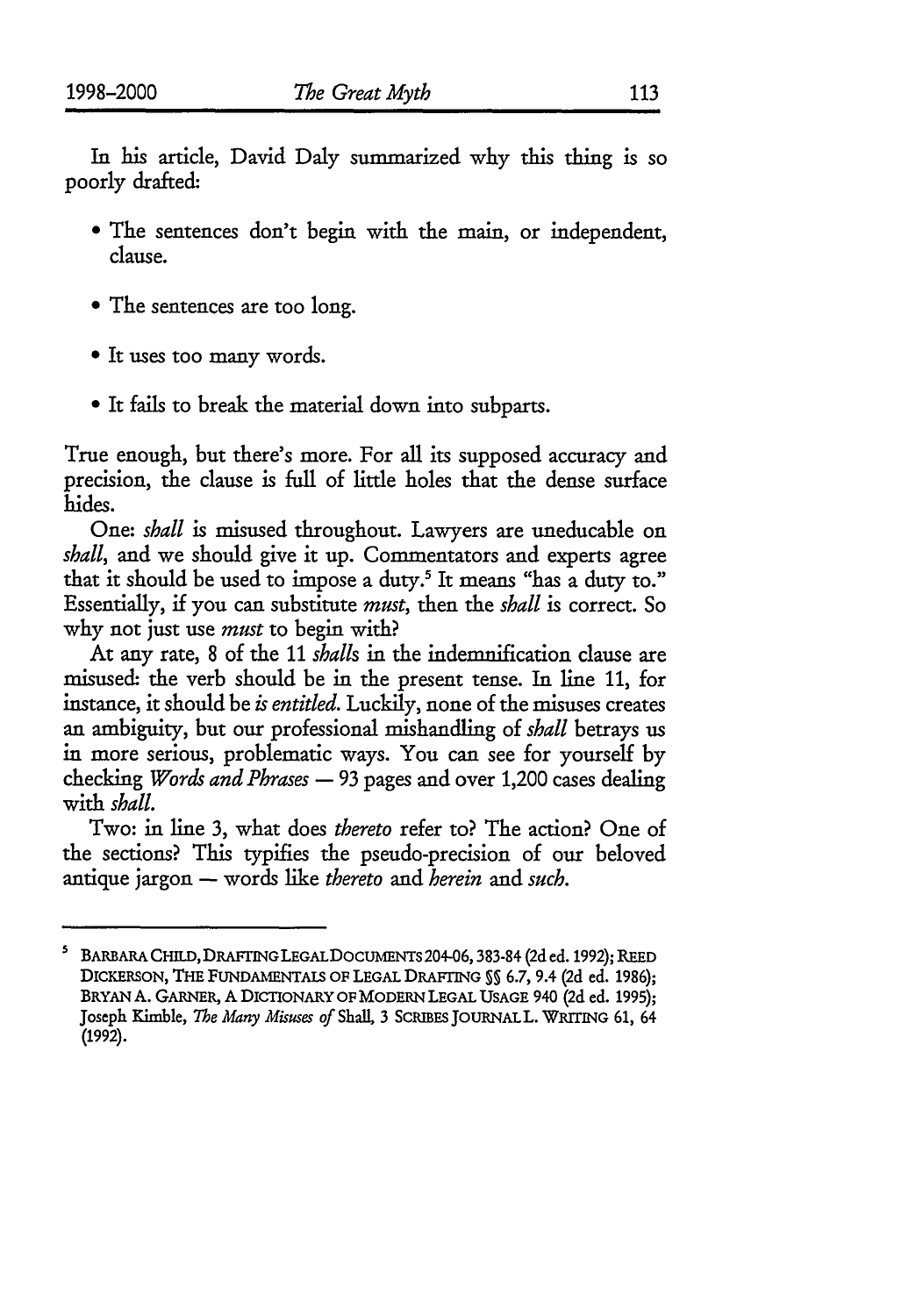In his article, David Daly summarized why this thing is so poorly drafted:

- The sentences don't begin with the main, or independent, clause.
- The sentences are too long.
- It uses too many words.
- It fails to break the material down into subparts.

True enough, but there's more. For all its supposed accuracy and precision, the clause is full of little holes that the dense surface hides.

One: *shall* is misused throughout. Lawyers are uneducable on *shall*, and we should give it up. Commentators and experts agree that it should be used to impose a duty.[5] It means "has a duty to." Essentially, if you can substitute *must*, then the *shall* is correct. So why not just use *must* to begin with?

At any rate, 8 of the 11 *shalls* in the indemnification clause are misused: the verb should be in the present tense. In line 11, for instance, it should be *is entitled*. Luckily, none of the misuses creates an ambiguity, but our professional mishandling of *shall* betrays us in more serious, problematic ways. You can see for yourself by checking *Words and Phrases* — 93 pages and over 1,200 cases dealing with *shall*.

Two: in line 3, what does *thereto* refer to? The action? One of the sections? This typifies the pseudo-precision of our beloved antique jargon — words like *thereto* and *herein* and *such*.

---

[5] BARBARA CHILD, DRAFTING LEGAL DOCUMENTS 204-06, 383-84 (2d ed. 1992); REED DICKERSON, THE FUNDAMENTALS OF LEGAL DRAFTING §§ 6.7, 9.4 (2d ed. 1986); BRYAN A. GARNER, A DICTIONARY OF MODERN LEGAL USAGE 940 (2d ed. 1995); Joseph Kimble, *The Many Misuses of* Shall, 3 SCRIBES JOURNAL L. WRITING 61, 64 (1992).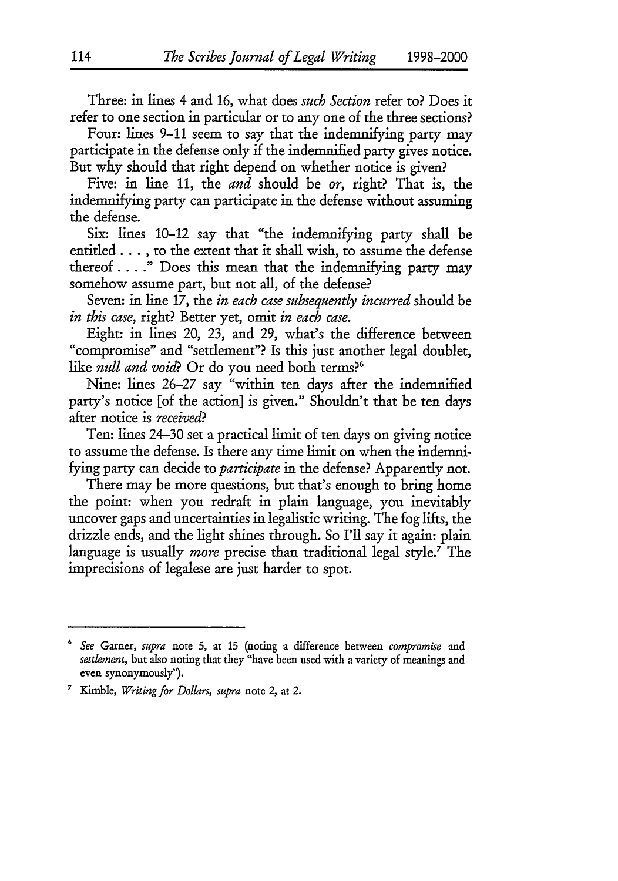Three: in lines 4 and 16, what does *such Section* refer to? Does it refer to one section in particular or to any one of the three sections?

Four: lines 9–11 seem to say that the indemnifying party may participate in the defense only if the indemnified party gives notice. But why should that right depend on whether notice is given?

Five: in line 11, the *and* should be *or*, right? That is, the indemnifying party can participate in the defense without assuming the defense.

Six: lines 10–12 say that "the indemnifying party shall be entitled . . . , to the extent that it shall wish, to assume the defense thereof . . . ." Does this mean that the indemnifying party may somehow assume part, but not all, of the defense?

Seven: in line 17, the *in each case subsequently incurred* should be *in this case*, right? Better yet, omit *in each case*.

Eight: in lines 20, 23, and 29, what's the difference between "compromise" and "settlement"? Is this just another legal doublet, like *null and void*? Or do you need both terms?[6]

Nine: lines 26–27 say "within ten days after the indemnified party's notice [of the action] is given." Shouldn't that be ten days after notice is *received*?

Ten: lines 24–30 set a practical limit of ten days on giving notice to assume the defense. Is there any time limit on when the indemnifying party can decide to *participate* in the defense? Apparently not.

There may be more questions, but that's enough to bring home the point: when you redraft in plain language, you inevitably uncover gaps and uncertainties in legalistic writing. The fog lifts, the drizzle ends, and the light shines through. So I'll say it again: plain language is usually *more* precise than traditional legal style.[7] The imprecisions of legalese are just harder to spot.

---

[6] *See* Garner, *supra* note 5, at 15 (noting a difference between *compromise* and *settlement*, but also noting that they "have been used with a variety of meanings and even synonymously").

[7] Kimble, *Writing for Dollars*, *supra* note 2, at 2.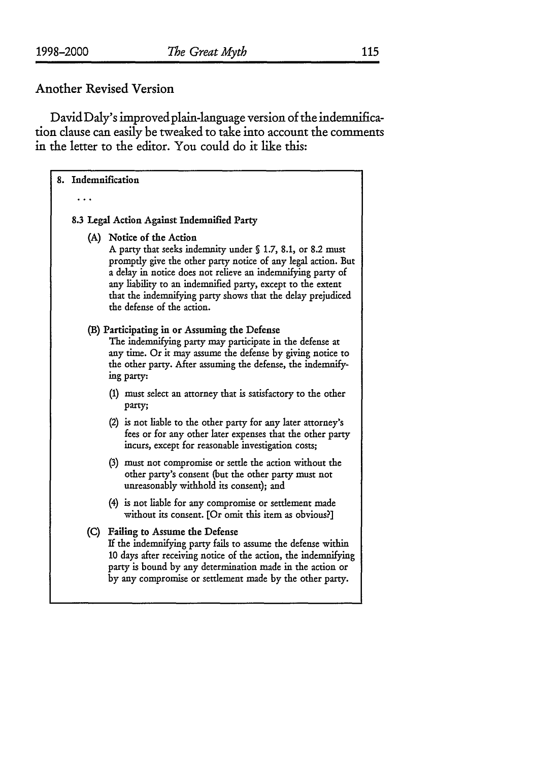## Another Revised Version

David Daly's improved plain-language version of the indemnification clause can easily be tweaked to take into account the comments in the letter to the editor. You could do it like this:

> **8. Indemnification**
>
> . . .
>
> **8.3 Legal Action Against Indemnified Party**
>
> **(A) Notice of the Action**
> A party that seeks indemnity under § 1.7, 8.1, or 8.2 must promptly give the other party notice of any legal action. But a delay in notice does not relieve an indemnifying party of any liability to an indemnified party, except to the extent that the indemnifying party shows that the delay prejudiced the defense of the action.
>
> **(B) Participating in or Assuming the Defense**
> The indemnifying party may participate in the defense at any time. Or it may assume the defense by giving notice to the other party. After assuming the defense, the indemnifying party:
>
> (1) must select an attorney that is satisfactory to the other party;
>
> (2) is not liable to the other party for any later attorney's fees or for any other later expenses that the other party incurs, except for reasonable investigation costs;
>
> (3) must not compromise or settle the action without the other party's consent (but the other party must not unreasonably withhold its consent); and
>
> (4) is not liable for any compromise or settlement made without its consent. [Or omit this item as obvious?]
>
> **(C) Failing to Assume the Defense**
> If the indemnifying party fails to assume the defense within 10 days after receiving notice of the action, the indemnifying party is bound by any determination made in the action or by any compromise or settlement made by the other party.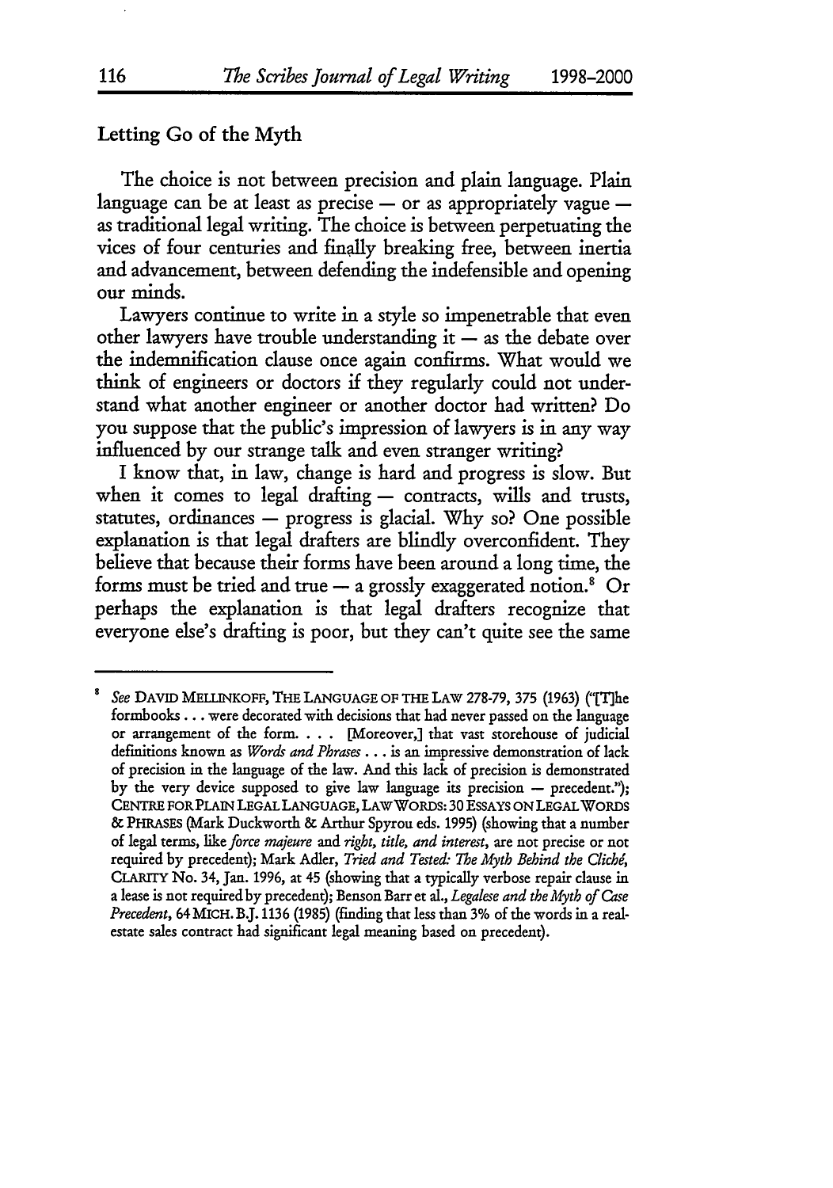## Letting Go of the Myth

The choice is not between precision and plain language. Plain language can be at least as precise — or as appropriately vague — as traditional legal writing. The choice is between perpetuating the vices of four centuries and finally breaking free, between inertia and advancement, between defending the indefensible and opening our minds.

Lawyers continue to write in a style so impenetrable that even other lawyers have trouble understanding it — as the debate over the indemnification clause once again confirms. What would we think of engineers or doctors if they regularly could not understand what another engineer or another doctor had written? Do you suppose that the public's impression of lawyers is in any way influenced by our strange talk and even stranger writing?

I know that, in law, change is hard and progress is slow. But when it comes to legal drafting — contracts, wills and trusts, statutes, ordinances — progress is glacial. Why so? One possible explanation is that legal drafters are blindly overconfident. They believe that because their forms have been around a long time, the forms must be tried and true — a grossly exaggerated notion.[8] Or perhaps the explanation is that legal drafters recognize that everyone else's drafting is poor, but they can't quite see the same

---

[8] *See* DAVID MELLINKOFF, THE LANGUAGE OF THE LAW 278-79, 375 (1963) ("[T]he formbooks . . . were decorated with decisions that had never passed on the language or arrangement of the form. . . . [Moreover,] that vast storehouse of judicial definitions known as *Words and Phrases* . . . is an impressive demonstration of lack of precision in the language of the law. And this lack of precision is demonstrated by the very device supposed to give law language its precision — precedent."); CENTRE FOR PLAIN LEGAL LANGUAGE, LAW WORDS: 30 ESSAYS ON LEGAL WORDS & PHRASES (Mark Duckworth & Arthur Spyrou eds. 1995) (showing that a number of legal terms, like *force majeure* and *right, title, and interest*, are not precise or not required by precedent); Mark Adler, *Tried and Tested: The Myth Behind the Cliché*, CLARITY No. 34, Jan. 1996, at 45 (showing that a typically verbose repair clause in a lease is not required by precedent); Benson Barr et al., *Legalese and the Myth of Case Precedent*, 64 MICH. B.J. 1136 (1985) (finding that less than 3% of the words in a real-estate sales contract had significant legal meaning based on precedent).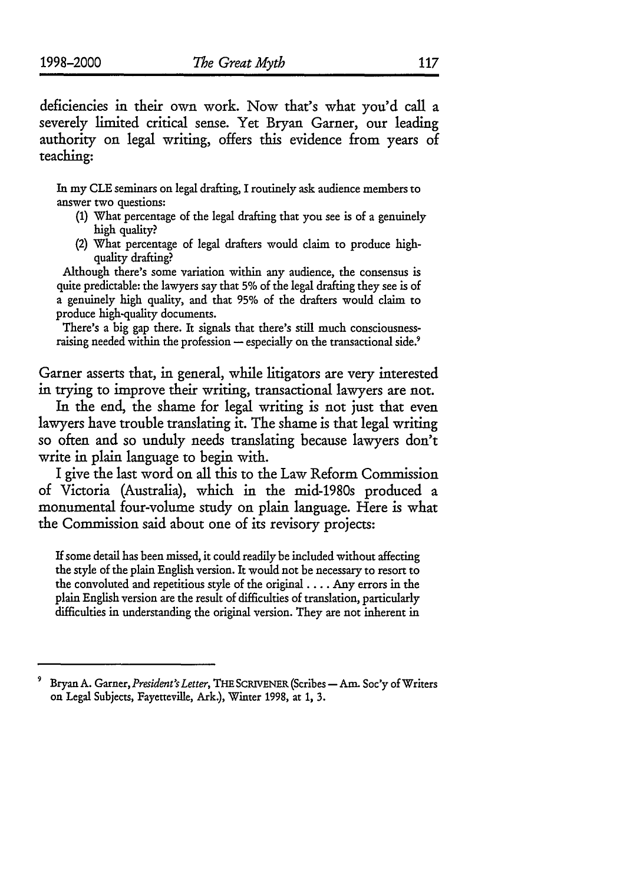deficiencies in their own work. Now that's what you'd call a severely limited critical sense. Yet Bryan Garner, our leading authority on legal writing, offers this evidence from years of teaching:

> In my CLE seminars on legal drafting, I routinely ask audience members to answer two questions:
>
> (1) What percentage of the legal drafting that you see is of a genuinely high quality?
>
> (2) What percentage of legal drafters would claim to produce high-quality drafting?
>
> Although there's some variation within any audience, the consensus is quite predictable: the lawyers say that 5% of the legal drafting they see is of a genuinely high quality, and that 95% of the drafters would claim to produce high-quality documents.
>
> There's a big gap there. It signals that there's still much consciousness-raising needed within the profession — especially on the transactional side.[9]

Garner asserts that, in general, while litigators are very interested in trying to improve their writing, transactional lawyers are not.

In the end, the shame for legal writing is not just that even lawyers have trouble translating it. The shame is that legal writing so often and so unduly needs translating because lawyers don't write in plain language to begin with.

I give the last word on all this to the Law Reform Commission of Victoria (Australia), which in the mid-1980s produced a monumental four-volume study on plain language. Here is what the Commission said about one of its revisory projects:

> If some detail has been missed, it could readily be included without affecting the style of the plain English version. It would not be necessary to resort to the convoluted and repetitious style of the original . . . . Any errors in the plain English version are the result of difficulties of translation, particularly difficulties in understanding the original version. They are not inherent in

---

[9] Bryan A. Garner, *President's Letter*, THE SCRIVENER (Scribes — Am. Soc'y of Writers on Legal Subjects, Fayetteville, Ark.), Winter 1998, at 1, 3.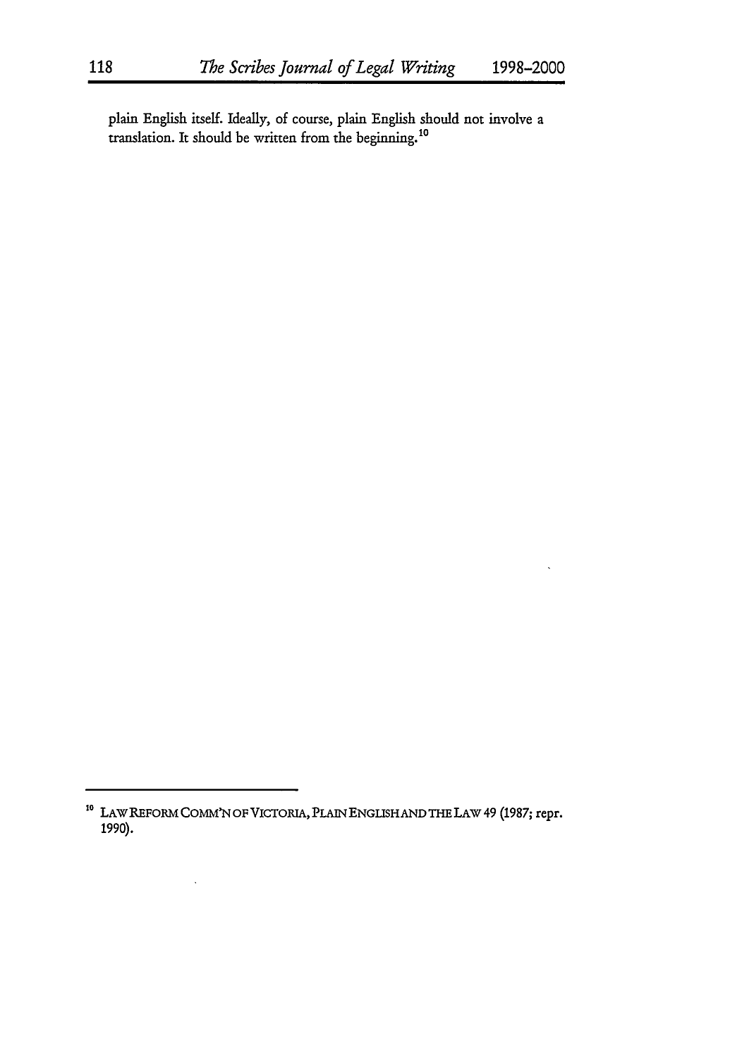plain English itself. Ideally, of course, plain English should not involve a translation. It should be written from the beginning.[10]

---

[10] LAW REFORM COMM'N OF VICTORIA, PLAIN ENGLISH AND THE LAW 49 (1987; repr. 1990).